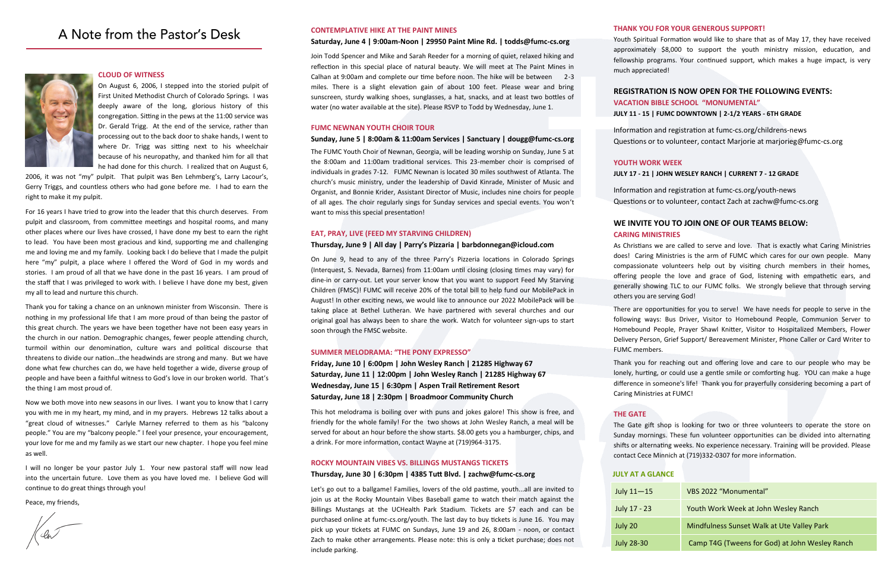# A Note from the Pastor's Desk

### CLOUD OF WITNESS

On August 6, 2006, I stepped into the storied pulpit of First United Methodist Church of Colorado Springs. I was deeply aware of the long, glorious history of this congregation. Sitting in the pews at the 11:00 service was Dr. Gerald Trigg. At the end of the service, rather than processing out to the back door to shake hands, I went to where Dr. Trigg was sitting next to his wheelchair because of his neuropathy, and thanked him for all that he had done for this church. I realized that on August 6, 2006, it was not "my" pulpit. That pulpit was Ben Lehmberg's, Larry Lacour's, Gerry Triggs, and countless others who had gone before me. I had to earn the right to make it my pulpit.

For 16 years I have tried to grow into the leader that this church deserves. From pulpit and classroom, from committee meetings and hospital rooms, and many other places where our lives have crossed, I have done my best to earn the right to lead. You have been most gracious and kind, supporting me and challenging me and loving me and my family. Looking back I do believe that I made the pulpit here "my" pulpit, a place where I offered the Word of God in my words and stories. I am proud of all that we have done in the past 16 years. I am proud of the staff that I was privileged to work with. I believe I have done my best, given my all to lead and nurture this church.

Thank you for taking a chance on an unknown minister from Wisconsin. There is nothing in my professional life that I am more proud of than being the pastor of this great church. The years we have been together have not been easy years in the church in our nation. Demographic changes, fewer people attending church, turmoil within our denomination, culture wars and political discourse that threatens to divide our nation…the headwinds are strong and many. But we have done what few churches can do, we have held together a wide, diverse group of people and have been a faithful witness to God's love in our broken world. That's the thing I am most proud of.

Now we both move into new seasons in our lives. I want you to know that I carry you with me in my heart, my mind, and in my prayers. Hebrews 12 talks about a "great cloud of witnesses." Carlyle Marney referred to them as his "balcony people." You are my "balcony people." I feel your presence, your encouragement, your love for me and my family as we start our new chapter. I hope you feel mine as well.

I will no longer be your pastor July 1. Your new pastoral staff will now lead into the uncertain future. Love them as you have loved me. I believe God will continue to do great things through you!

Peace, my friends,

Ken

### CONTEMPLATIVE HIKE AT THE PAINT MINES

**Saturday, June 4 | 9:00am-Noon | 29950 Paint Mine Rd. | todds@fumc-cs.org**

Join Todd Spencer and Mike and Sarah Reeder for a morning of quiet, relaxed hiking and reflection in this special place of natural beauty. We will meet at The Paint Mines in Calhan at 9:00am and complete our time before noon. The hike will be between 2-3 miles. There is a slight elevation gain of about 100 feet. Please wear and bring sunscreen, sturdy walking shoes, sunglasses, a hat, snacks, and at least two bottles of water (no water available at the site). Please RSVP to Todd by Wednesday, June 1.

### FUMC NEWNAN YOUTH CHOIR TOUR

**Sunday, June 5 | 8:00am & 11:00am Services | Sanctuary | dougg@fumc-cs.org**

The FUMC Youth Choir of Newnan, Georgia, will be leading worship on Sunday, June 5 at the 8:00am and 11:00am traditional services. This 23-member choir is comprised of individuals in grades 7-12. FUMC Newnan is located 30 miles southwest of Atlanta. The church's music ministry, under the leadership of David Kinrade, Minister of Music and Organist, and Bonnie Krider, Assistant Director of Music, includes nine choirs for people of all ages. The choir regularly sings for Sunday services and special events. You won't want to miss this special presentation!

### EAT, PRAY, LIVE (FEED MY STARVING CHILDREN)

**Thursday, June 9 | All day | Parry's Pizzaria | barbdonnegan@icloud.com**

On June 9, head to any of the three Parry's Pizzeria locations in Colorado Springs (Interquest, S. Nevada, Barnes) from 11:00am until closing (closing times may vary) for dine-in or carry-out. Let your server know that you want to support Feed My Starving Children (FMSC)! FUMC will receive 20% of the total bill to help fund our MobilePack in August! In other exciting news, we would like to announce our 2022 MobilePack will be taking place at Bethel Lutheran. We have partnered with several churches and our original goal has always been to share the work. Watch for volunteer sign-ups to start soon through the FMSC website.

### SUMMER MELODRAMA: "THE PONY EXPRESSO"

**Friday, June 10 | 6:00pm | John Wesley Ranch | 21285 Highway 67**
**Saturday, June 11 | 12:00pm | John Wesley Ranch | 21285 Highway 67**
**Wednesday, June 15 | 6:30pm | Aspen Trail Retirement Resort**
**Saturday, June 18 | 2:30pm | Broadmoor Community Church**

This hot melodrama is boiling over with puns and jokes galore! This show is free, and friendly for the whole family! For the two shows at John Wesley Ranch, a meal will be served for about an hour before the show starts. $8.00 gets you a hamburger, chips, and a drink. For more information, contact Wayne at (719)964-3175.

### ROCKY MOUNTAIN VIBES VS. BILLINGS MUSTANGS TICKETS

**Thursday, June 30 | 6:30pm | 4385 Tutt Blvd. | zachw@fumc-cs.org**

Let's go out to a ballgame! Families, lovers of the old pastime, youth...all are invited to join us at the Rocky Mountain Vibes Baseball game to watch their match against the Billings Mustangs at the UCHealth Park Stadium. Tickets are $7 each and can be purchased online at fumc-cs.org/youth. The last day to buy tickets is June 16. You may pick up your tickets at FUMC on Sundays, June 19 and 26, 8:00am - noon, or contact Zach to make other arrangements. Please note: this is only a ticket purchase; does not include parking.

### THANK YOU FOR YOUR GENEROUS SUPPORT!

Youth Spiritual Formation would like to share that as of May 17, they have received approximately $8,000 to support the youth ministry mission, education, and fellowship programs. Your continued support, which makes a huge impact, is very much appreciated!

## REGISTRATION IS NOW OPEN FOR THE FOLLOWING EVENTS:

### VACATION BIBLE SCHOOL "MONUMENTAL"

**JULY 11 - 15 | FUMC DOWNTOWN | 2-1/2 YEARS - 6TH GRADE**

Information and registration at fumc-cs.org/childrens-news
Questions or to volunteer, contact Marjorie at marjorieg@fumc-cs.org

### YOUTH WORK WEEK

**JULY 17 - 21 | JOHN WESLEY RANCH | CURRENT 7 - 12 GRADE**

Information and registration at fumc-cs.org/youth-news
Questions or to volunteer, contact Zach at zachw@fumc-cs.org

## WE INVITE YOU TO JOIN ONE OF OUR TEAMS BELOW:

### CARING MINISTRIES

As Christians we are called to serve and love. That is exactly what Caring Ministries does! Caring Ministries is the arm of FUMC which cares for our own people. Many compassionate volunteers help out by visiting church members in their homes, offering people the love and grace of God, listening with empathetic ears, and generally showing TLC to our FUMC folks. We strongly believe that through serving others you are serving God!

There are opportunities for you to serve! We have needs for people to serve in the following ways: Bus Driver, Visitor to Homebound People, Communion Server to Homebound People, Prayer Shawl Knitter, Visitor to Hospitalized Members, Flower Delivery Person, Grief Support/ Bereavement Minister, Phone Caller or Card Writer to FUMC members.

Thank you for reaching out and offering love and care to our people who may be lonely, hurting, or could use a gentle smile or comforting hug. YOU can make a huge difference in someone's life! Thank you for prayerfully considering becoming a part of Caring Ministries at FUMC!

### THE GATE

The Gate gift shop is looking for two or three volunteers to operate the store on Sunday mornings. These fun volunteer opportunities can be divided into alternating shifts or alternating weeks. No experience necessary. Training will be provided. Please contact Cece Minnich at (719)332-0307 for more information.

### JULY AT A GLANCE

| | |
|---|---|
| July 11—15 | VBS 2022 "Monumental" |
| July 17 - 23 | Youth Work Week at John Wesley Ranch |
| July 20 | Mindfulness Sunset Walk at Ute Valley Park |
| July 28-30 | Camp T4G (Tweens for God) at John Wesley Ranch |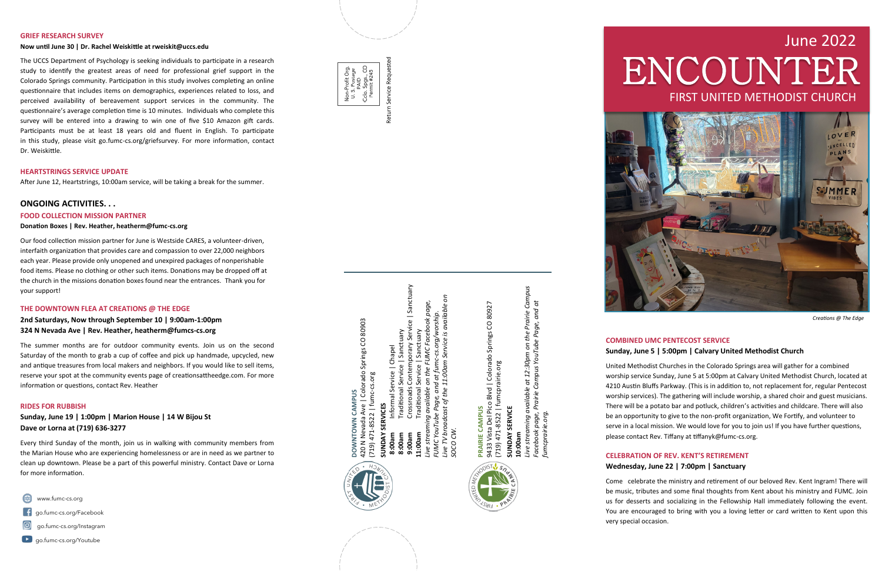### GRIEF RESEARCH SURVEY

**Now until June 30 | Dr. Rachel Weiskittle at rweiskit@uccs.edu**

The UCCS Department of Psychology is seeking individuals to participate in a research study to identify the greatest areas of need for professional grief support in the Colorado Springs community. Participation in this study involves completing an online questionnaire that includes items on demographics, experiences related to loss, and perceived availability of bereavement support services in the community. The questionnaire's average completion time is 10 minutes. Individuals who complete this survey will be entered into a drawing to win one of five $10 Amazon gift cards. Participants must be at least 18 years old and fluent in English. To participate in this study, please visit go.fumc-cs.org/griefsurvey. For more information, contact Dr. Weiskittle.

### HEARTSTRINGS SERVICE UPDATE

After June 12, Heartstrings, 10:00am service, will be taking a break for the summer.

## ONGOING ACTIVITIES. . .

### FOOD COLLECTION MISSION PARTNER

**Donation Boxes | Rev. Heather, heatherm@fumc-cs.org**

Our food collection mission partner for June is Westside CARES, a volunteer-driven, interfaith organization that provides care and compassion to over 22,000 neighbors each year. Please provide only unopened and unexpired packages of nonperishable food items. Please no clothing or other such items. Donations may be dropped off at the church in the missions donation boxes found near the entrances. Thank you for your support!

### THE DOWNTOWN FLEA AT CREATIONS @ THE EDGE

**2nd Saturdays, Now through September 10 | 9:00am-1:00pm**
**324 N Nevada Ave | Rev. Heather, heatherm@fumcs-cs.org**

The summer months are for outdoor community events. Join us on the second Saturday of the month to grab a cup of coffee and pick up handmade, upcycled, new and antique treasures from local makers and neighbors. If you would like to sell items, reserve your spot at the community events page of creationsattheedge.com. For more information or questions, contact Rev. Heather

### RIDES FOR RUBBISH

**Sunday, June 19 | 1:00pm | Marion House | 14 W Bijou St**
**Dave or Lorna at (719) 636-3277**

Every third Sunday of the month, join us in walking with community members from the Marian House who are experiencing homelessness or are in need as we partner to clean up downtown. Please be a part of this powerful ministry. Contact Dave or Lorna for more information.

www.fumc-cs.org
go.fumc-cs.org/Facebook
go.fumc-cs.org/Instagram
go.fumc-cs.org/Youtube

Non-Profit Org.
U.S. Postage
PAID
Clo. Spgs., CO
Permit #245

Return Service Requested

**DOWNTOWN CAMPUS**
420 N Nevada Ave | Colorado Springs CO 80903
(719) 471-8522 | fumc-cs.org

**SUNDAY SERVICES**
**8:00am** Informal Service | Chapel
**8:00am** Traditional Service | Sanctuary
**9:00am** Crossroads Contemporary Service | Sanctuary
**11:00am** Traditional Service | Sanctuary

*Live streaming available on the FUMC Facebook page, FUMC YouTube Page, and at fumc-cs.org/worship. Live TV broadcast of the 11:00am Service is available on SOCO CW.*

**PRAIRIE CAMPUS**
9433 Vista Del Pico Blvd | Colorado Springs CO 80927
(719) 471-8522 | fumcprairie.org

**SUNDAY SERVICE**
**10:00am**

*Live streaming available at 12:30pm on the Prairie Campus Facebook page, Prairie Campus YouTube Page, and at fumcprairie.org.*

# June 2022
# ENCOUNTER
## FIRST UNITED METHODIST CHURCH

*Creations @ The Edge*

### COMBINED UMC PENTECOST SERVICE

**Sunday, June 5 | 5:00pm | Calvary United Methodist Church**

United Methodist Churches in the Colorado Springs area will gather for a combined worship service Sunday, June 5 at 5:00pm at Calvary United Methodist Church, located at 4210 Austin Bluffs Parkway. (This is in addition to, not replacement for, regular Pentecost worship services). The gathering will include worship, a shared choir and guest musicians. There will be a potato bar and potluck, children's activities and childcare. There will also be an opportunity to give to the non-profit organization, We Fortify, and volunteer to serve in a local mission. We would love for you to join us! If you have further questions, please contact Rev. Tiffany at tiffanyk@fumc-cs.org.

### CELEBRATION OF REV. KENT'S RETIREMENT

**Wednesday, June 22 | 7:00pm | Sanctuary**

Come celebrate the ministry and retirement of our beloved Rev. Kent Ingram! There will be music, tributes and some final thoughts from Kent about his ministry and FUMC. Join us for desserts and socializing in the Fellowship Hall immediately following the event. You are encouraged to bring with you a loving letter or card written to Kent upon this very special occasion.